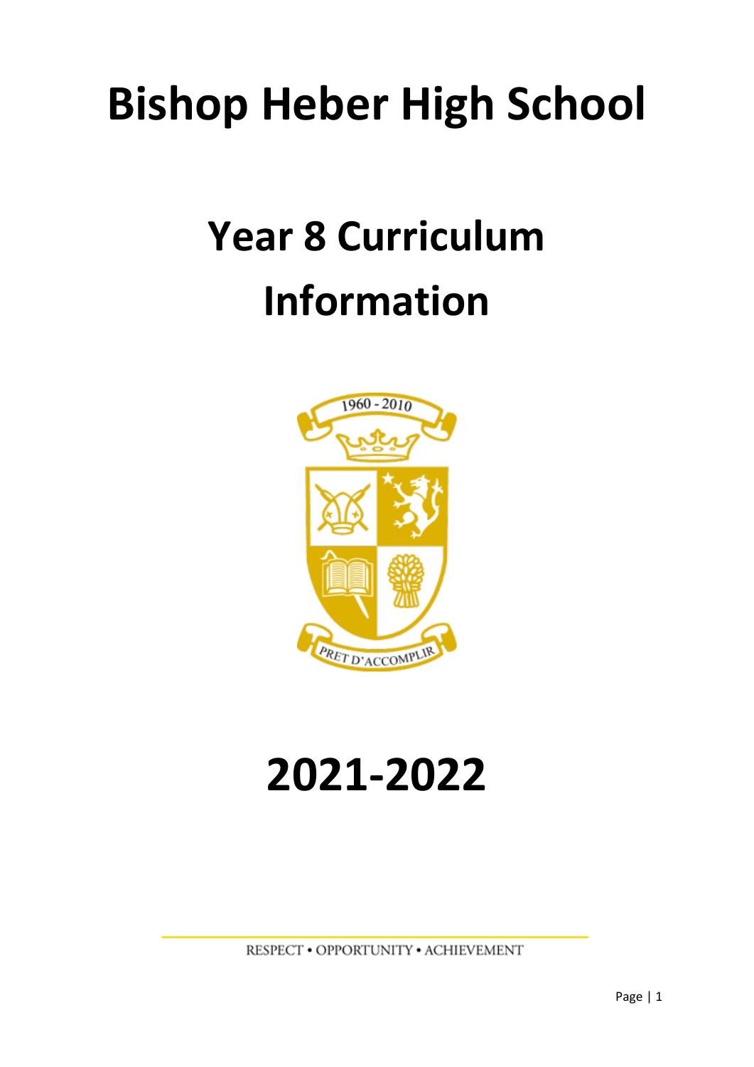# Bishop Heber High School

# Year 8 Curriculum Information

# 2021-2022

RESPECT • OPPORTUNITY • ACHIEVEMENT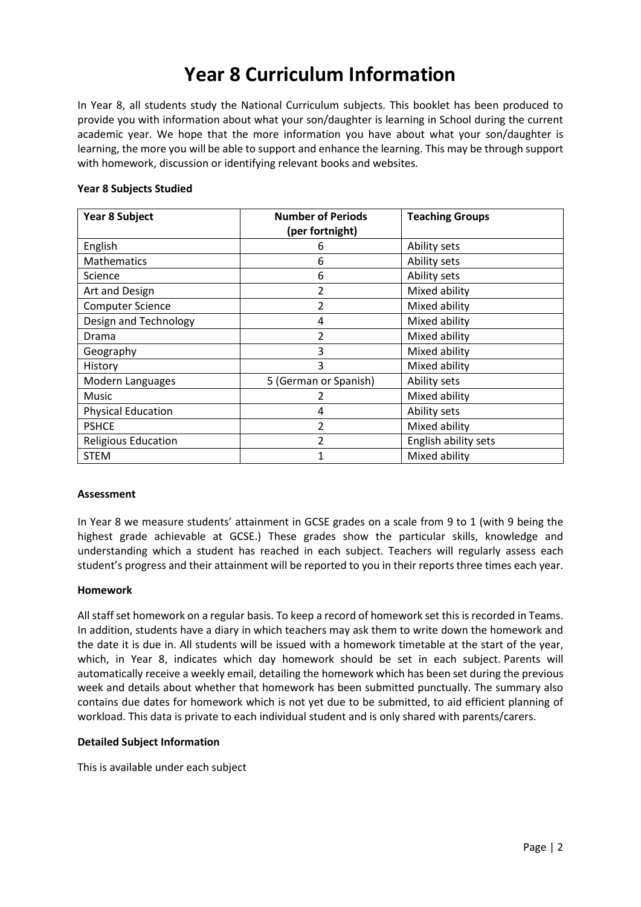# Year 8 Curriculum Information

In Year 8, all students study the National Curriculum subjects. This booklet has been produced to provide you with information about what your son/daughter is learning in School during the current academic year. We hope that the more information you have about what your son/daughter is learning, the more you will be able to support and enhance the learning. This may be through support with homework, discussion or identifying relevant books and websites.

**Year 8 Subjects Studied**

| Year 8 Subject | Number of Periods (per fortnight) | Teaching Groups |
|---|---|---|
| English | 6 | Ability sets |
| Mathematics | 6 | Ability sets |
| Science | 6 | Ability sets |
| Art and Design | 2 | Mixed ability |
| Computer Science | 2 | Mixed ability |
| Design and Technology | 4 | Mixed ability |
| Drama | 2 | Mixed ability |
| Geography | 3 | Mixed ability |
| History | 3 | Mixed ability |
| Modern Languages | 5 (German or Spanish) | Ability sets |
| Music | 2 | Mixed ability |
| Physical Education | 4 | Ability sets |
| PSHCE | 2 | Mixed ability |
| Religious Education | 2 | English ability sets |
| STEM | 1 | Mixed ability |

**Assessment**

In Year 8 we measure students' attainment in GCSE grades on a scale from 9 to 1 (with 9 being the highest grade achievable at GCSE.) These grades show the particular skills, knowledge and understanding which a student has reached in each subject. Teachers will regularly assess each student's progress and their attainment will be reported to you in their reports three times each year.

**Homework**

All staff set homework on a regular basis. To keep a record of homework set this is recorded in Teams. In addition, students have a diary in which teachers may ask them to write down the homework and the date it is due in. All students will be issued with a homework timetable at the start of the year, which, in Year 8, indicates which day homework should be set in each subject. Parents will automatically receive a weekly email, detailing the homework which has been set during the previous week and details about whether that homework has been submitted punctually. The summary also contains due dates for homework which is not yet due to be submitted, to aid efficient planning of workload. This data is private to each individual student and is only shared with parents/carers.

**Detailed Subject Information**

This is available under each subject